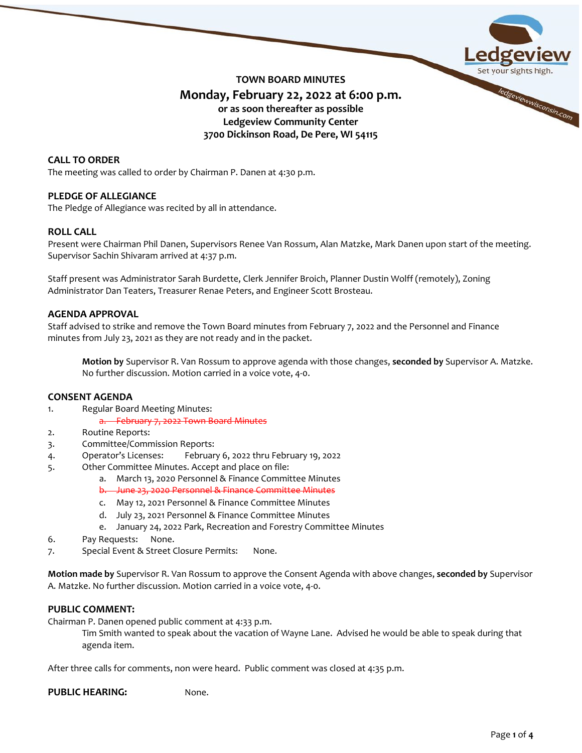# TOWN BOARD MINUTES

## Monday, February 22, 2022 at 6:00 p.m.

**or as soon thereafter as possible**
**Ledgeview Community Center**
**3700 Dickinson Road, De Pere, WI 54115**

### CALL TO ORDER

The meeting was called to order by Chairman P. Danen at 4:30 p.m.

### PLEDGE OF ALLEGIANCE

The Pledge of Allegiance was recited by all in attendance.

### ROLL CALL

Present were Chairman Phil Danen, Supervisors Renee Van Rossum, Alan Matzke, Mark Danen upon start of the meeting. Supervisor Sachin Shivaram arrived at 4:37 p.m.

Staff present was Administrator Sarah Burdette, Clerk Jennifer Broich, Planner Dustin Wolff (remotely), Zoning Administrator Dan Teaters, Treasurer Renae Peters, and Engineer Scott Brosteau.

### AGENDA APPROVAL

Staff advised to strike and remove the Town Board minutes from February 7, 2022 and the Personnel and Finance minutes from July 23, 2021 as they are not ready and in the packet.

> **Motion by** Supervisor R. Van Rossum to approve agenda with those changes, **seconded by** Supervisor A. Matzke. No further discussion. Motion carried in a voice vote, 4-0.

### CONSENT AGENDA

1. Regular Board Meeting Minutes:
   - a. ~~February 7, 2022 Town Board Minutes~~
2. Routine Reports:
3. Committee/Commission Reports:
4. Operator's Licenses: February 6, 2022 thru February 19, 2022
5. Other Committee Minutes. Accept and place on file:
   - a. March 13, 2020 Personnel & Finance Committee Minutes
   - b. ~~June 23, 2020 Personnel & Finance Committee Minutes~~
   - c. May 12, 2021 Personnel & Finance Committee Minutes
   - d. July 23, 2021 Personnel & Finance Committee Minutes
   - e. January 24, 2022 Park, Recreation and Forestry Committee Minutes
6. Pay Requests: None.
7. Special Event & Street Closure Permits: None.

**Motion made by** Supervisor R. Van Rossum to approve the Consent Agenda with above changes, **seconded by** Supervisor A. Matzke. No further discussion. Motion carried in a voice vote, 4-0.

### PUBLIC COMMENT:

Chairman P. Danen opened public comment at 4:33 p.m.

> Tim Smith wanted to speak about the vacation of Wayne Lane. Advised he would be able to speak during that agenda item.

After three calls for comments, non were heard. Public comment was closed at 4:35 p.m.

### PUBLIC HEARING: None.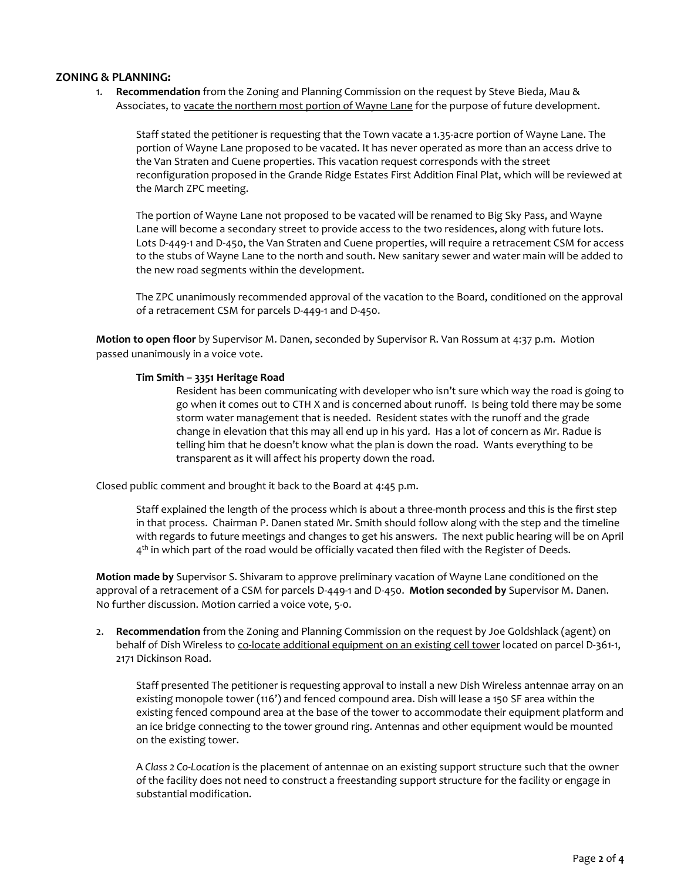**ZONING & PLANNING:**

1. **Recommendation** from the Zoning and Planning Commission on the request by Steve Bieda, Mau & Associates, to vacate the northern most portion of Wayne Lane for the purpose of future development.

   Staff stated the petitioner is requesting that the Town vacate a 1.35-acre portion of Wayne Lane. The portion of Wayne Lane proposed to be vacated. It has never operated as more than an access drive to the Van Straten and Cuene properties. This vacation request corresponds with the street reconfiguration proposed in the Grande Ridge Estates First Addition Final Plat, which will be reviewed at the March ZPC meeting.

   The portion of Wayne Lane not proposed to be vacated will be renamed to Big Sky Pass, and Wayne Lane will become a secondary street to provide access to the two residences, along with future lots. Lots D-449-1 and D-450, the Van Straten and Cuene properties, will require a retracement CSM for access to the stubs of Wayne Lane to the north and south. New sanitary sewer and water main will be added to the new road segments within the development.

   The ZPC unanimously recommended approval of the vacation to the Board, conditioned on the approval of a retracement CSM for parcels D-449-1 and D-450.

**Motion to open floor** by Supervisor M. Danen, seconded by Supervisor R. Van Rossum at 4:37 p.m. Motion passed unanimously in a voice vote.

**Tim Smith – 3351 Heritage Road**

Resident has been communicating with developer who isn't sure which way the road is going to go when it comes out to CTH X and is concerned about runoff. Is being told there may be some storm water management that is needed. Resident states with the runoff and the grade change in elevation that this may all end up in his yard. Has a lot of concern as Mr. Radue is telling him that he doesn't know what the plan is down the road. Wants everything to be transparent as it will affect his property down the road.

Closed public comment and brought it back to the Board at 4:45 p.m.

Staff explained the length of the process which is about a three-month process and this is the first step in that process. Chairman P. Danen stated Mr. Smith should follow along with the step and the timeline with regards to future meetings and changes to get his answers. The next public hearing will be on April 4th in which part of the road would be officially vacated then filed with the Register of Deeds.

**Motion made by** Supervisor S. Shivaram to approve preliminary vacation of Wayne Lane conditioned on the approval of a retracement of a CSM for parcels D-449-1 and D-450. **Motion seconded by** Supervisor M. Danen. No further discussion. Motion carried a voice vote, 5-0.

2. **Recommendation** from the Zoning and Planning Commission on the request by Joe Goldshlack (agent) on behalf of Dish Wireless to co-locate additional equipment on an existing cell tower located on parcel D-361-1, 2171 Dickinson Road.

   Staff presented The petitioner is requesting approval to install a new Dish Wireless antennae array on an existing monopole tower (116') and fenced compound area. Dish will lease a 150 SF area within the existing fenced compound area at the base of the tower to accommodate their equipment platform and an ice bridge connecting to the tower ground ring. Antennas and other equipment would be mounted on the existing tower.

   A *Class 2 Co-Location* is the placement of antennae on an existing support structure such that the owner of the facility does not need to construct a freestanding support structure for the facility or engage in substantial modification.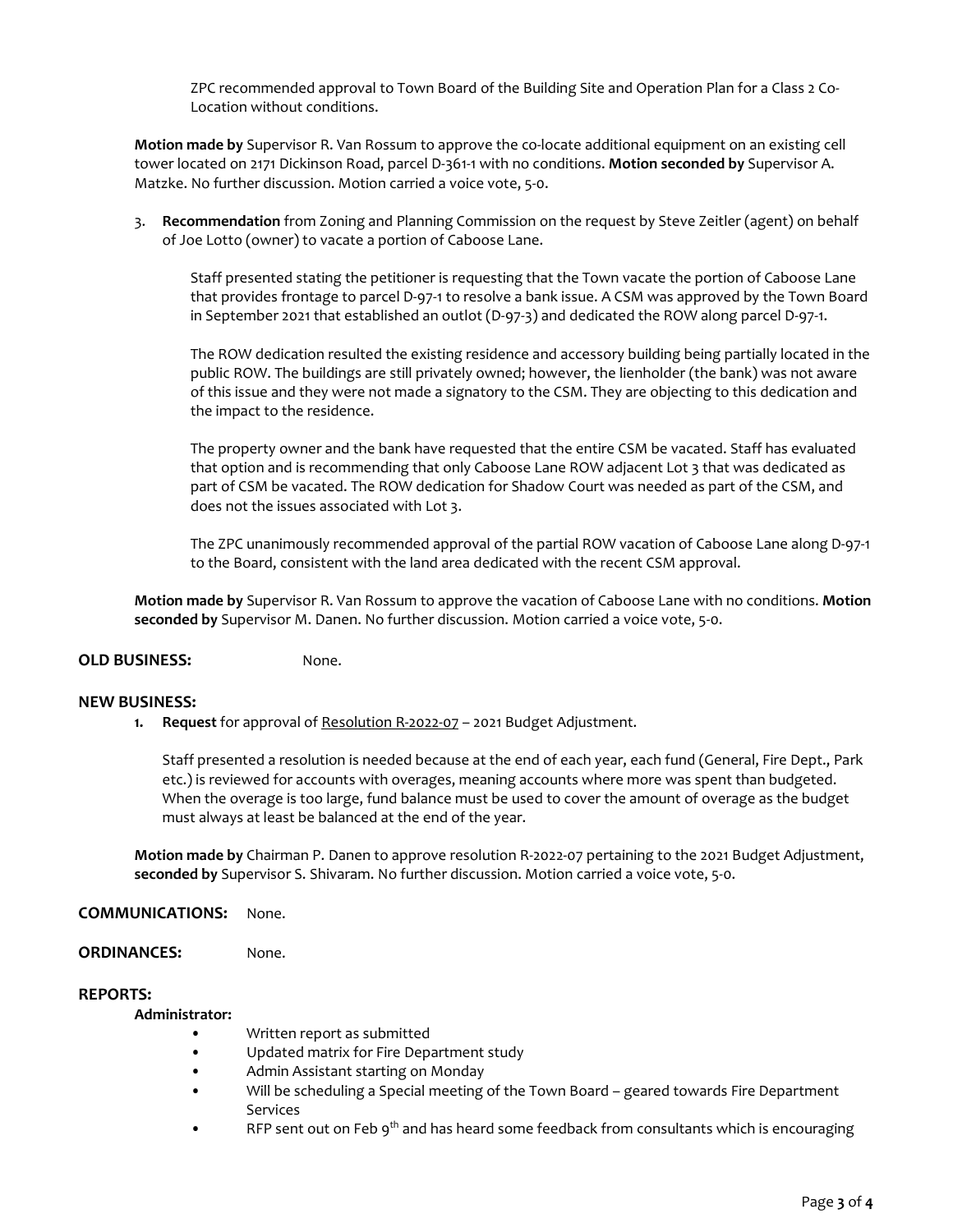ZPC recommended approval to Town Board of the Building Site and Operation Plan for a Class 2 Co-Location without conditions.

**Motion made by** Supervisor R. Van Rossum to approve the co-locate additional equipment on an existing cell tower located on 2171 Dickinson Road, parcel D-361-1 with no conditions. **Motion seconded by** Supervisor A. Matzke. No further discussion. Motion carried a voice vote, 5-0.

3. **Recommendation** from Zoning and Planning Commission on the request by Steve Zeitler (agent) on behalf of Joe Lotto (owner) to vacate a portion of Caboose Lane.

   Staff presented stating the petitioner is requesting that the Town vacate the portion of Caboose Lane that provides frontage to parcel D-97-1 to resolve a bank issue. A CSM was approved by the Town Board in September 2021 that established an outlot (D-97-3) and dedicated the ROW along parcel D-97-1.

   The ROW dedication resulted the existing residence and accessory building being partially located in the public ROW. The buildings are still privately owned; however, the lienholder (the bank) was not aware of this issue and they were not made a signatory to the CSM. They are objecting to this dedication and the impact to the residence.

   The property owner and the bank have requested that the entire CSM be vacated. Staff has evaluated that option and is recommending that only Caboose Lane ROW adjacent Lot 3 that was dedicated as part of CSM be vacated. The ROW dedication for Shadow Court was needed as part of the CSM, and does not the issues associated with Lot 3.

   The ZPC unanimously recommended approval of the partial ROW vacation of Caboose Lane along D-97-1 to the Board, consistent with the land area dedicated with the recent CSM approval.

**Motion made by** Supervisor R. Van Rossum to approve the vacation of Caboose Lane with no conditions. **Motion seconded by** Supervisor M. Danen. No further discussion. Motion carried a voice vote, 5-0.

**OLD BUSINESS:** None.

**NEW BUSINESS:**

1. **Request** for approval of Resolution R-2022-07 – 2021 Budget Adjustment.

   Staff presented a resolution is needed because at the end of each year, each fund (General, Fire Dept., Park etc.) is reviewed for accounts with overages, meaning accounts where more was spent than budgeted. When the overage is too large, fund balance must be used to cover the amount of overage as the budget must always at least be balanced at the end of the year.

**Motion made by** Chairman P. Danen to approve resolution R-2022-07 pertaining to the 2021 Budget Adjustment, **seconded by** Supervisor S. Shivaram. No further discussion. Motion carried a voice vote, 5-0.

**COMMUNICATIONS:** None.

**ORDINANCES:** None.

**REPORTS:**

**Administrator:**

- Written report as submitted
- Updated matrix for Fire Department study
- Admin Assistant starting on Monday
- Will be scheduling a Special meeting of the Town Board – geared towards Fire Department Services
- RFP sent out on Feb 9th and has heard some feedback from consultants which is encouraging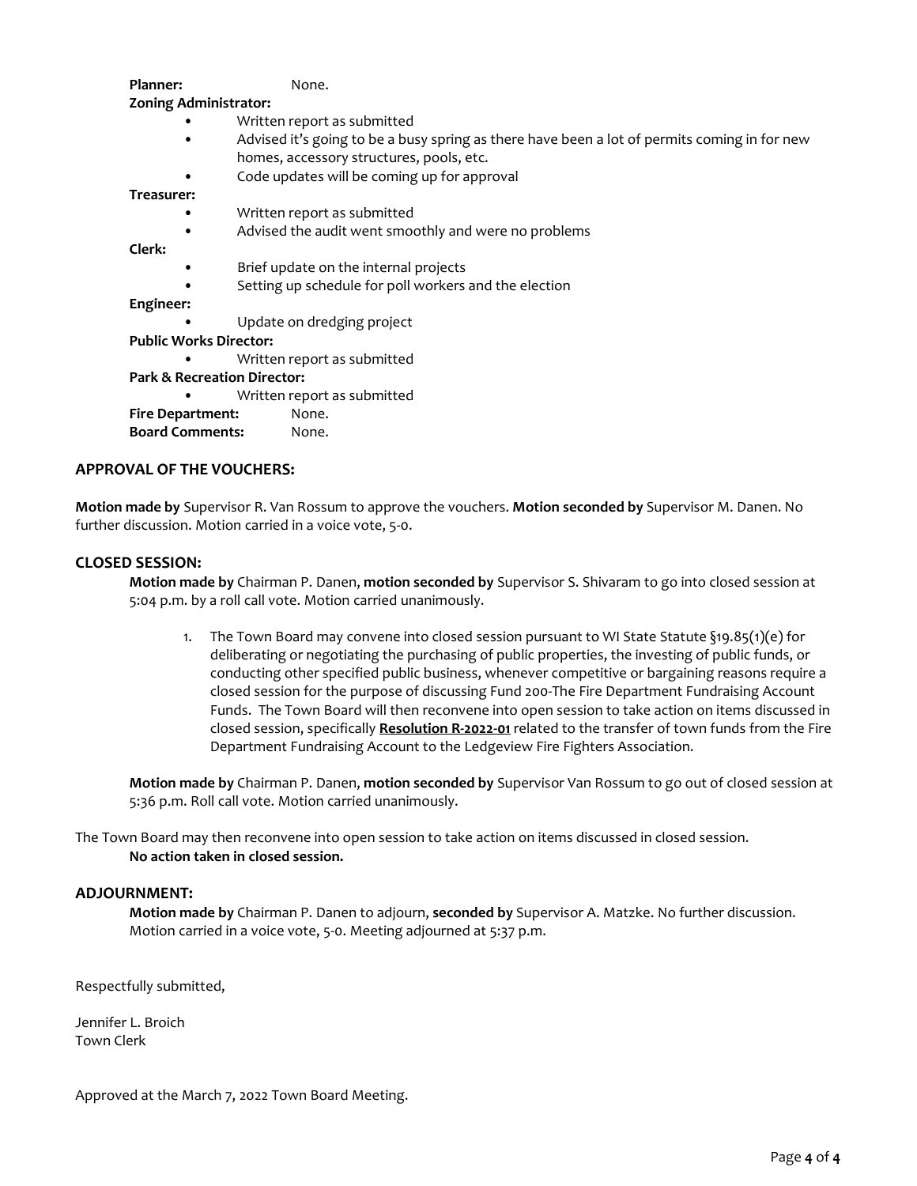**Planner:** None.

**Zoning Administrator:**

- Written report as submitted
- Advised it's going to be a busy spring as there have been a lot of permits coming in for new homes, accessory structures, pools, etc.
- Code updates will be coming up for approval

**Treasurer:**

- Written report as submitted
- Advised the audit went smoothly and were no problems

**Clerk:**

- Brief update on the internal projects
- Setting up schedule for poll workers and the election

**Engineer:**

- Update on dredging project

**Public Works Director:**

- Written report as submitted

**Park & Recreation Director:**

- Written report as submitted

**Fire Department:** None.

**Board Comments:** None.

## APPROVAL OF THE VOUCHERS:

**Motion made by** Supervisor R. Van Rossum to approve the vouchers. **Motion seconded by** Supervisor M. Danen. No further discussion. Motion carried in a voice vote, 5-0.

## CLOSED SESSION:

**Motion made by** Chairman P. Danen, **motion seconded by** Supervisor S. Shivaram to go into closed session at 5:04 p.m. by a roll call vote. Motion carried unanimously.

1. The Town Board may convene into closed session pursuant to WI State Statute §19.85(1)(e) for deliberating or negotiating the purchasing of public properties, the investing of public funds, or conducting other specified public business, whenever competitive or bargaining reasons require a closed session for the purpose of discussing Fund 200-The Fire Department Fundraising Account Funds. The Town Board will then reconvene into open session to take action on items discussed in closed session, specifically **Resolution R-2022-01** related to the transfer of town funds from the Fire Department Fundraising Account to the Ledgeview Fire Fighters Association.

**Motion made by** Chairman P. Danen, **motion seconded by** Supervisor Van Rossum to go out of closed session at 5:36 p.m. Roll call vote. Motion carried unanimously.

The Town Board may then reconvene into open session to take action on items discussed in closed session.

**No action taken in closed session.**

## ADJOURNMENT:

**Motion made by** Chairman P. Danen to adjourn, **seconded by** Supervisor A. Matzke. No further discussion. Motion carried in a voice vote, 5-0. Meeting adjourned at 5:37 p.m.

Respectfully submitted,

Jennifer L. Broich
Town Clerk

Approved at the March 7, 2022 Town Board Meeting.